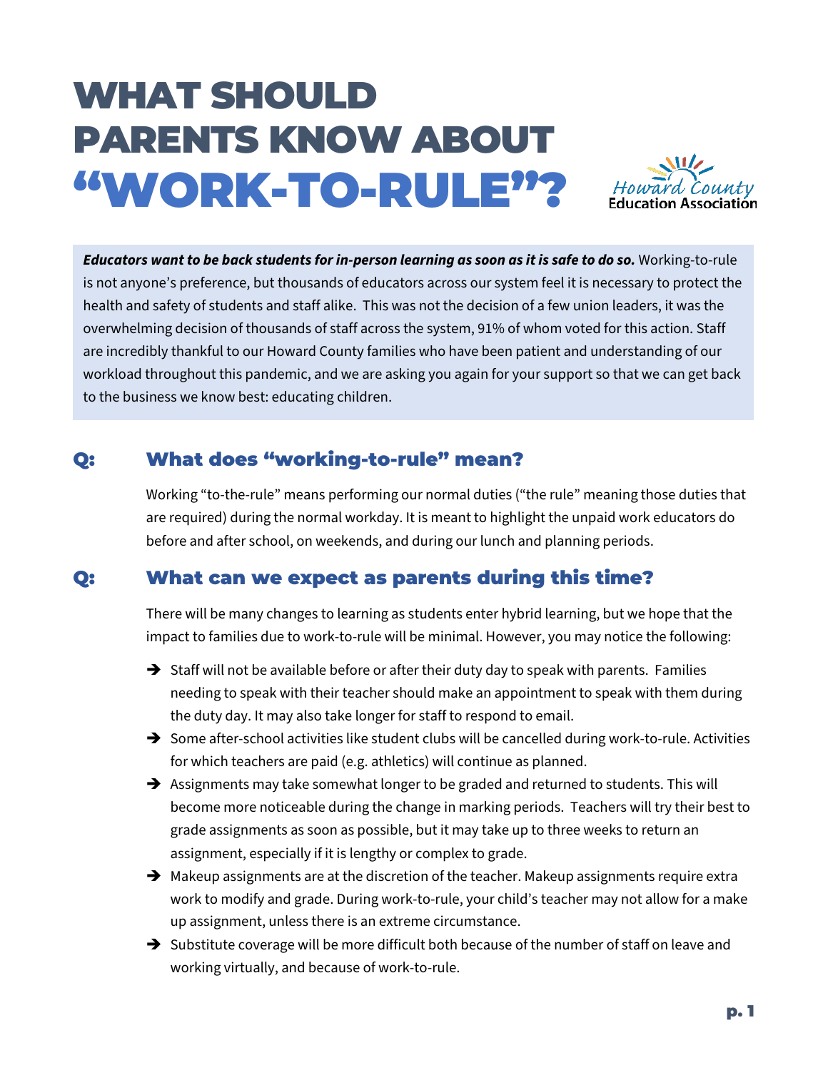# WHAT SHOULD PARENTS KNOW ABOUT "WORK-TO-RULE"?

Howard County Education Association

***Educators want to be back students for in-person learning as soon as it is safe to do so.*** Working-to-rule is not anyone's preference, but thousands of educators across our system feel it is necessary to protect the health and safety of students and staff alike. This was not the decision of a few union leaders, it was the overwhelming decision of thousands of staff across the system, 91% of whom voted for this action. Staff are incredibly thankful to our Howard County families who have been patient and understanding of our workload throughout this pandemic, and we are asking you again for your support so that we can get back to the business we know best: educating children.

## Q: What does "working-to-rule" mean?

Working "to-the-rule" means performing our normal duties ("the rule" meaning those duties that are required) during the normal workday. It is meant to highlight the unpaid work educators do before and after school, on weekends, and during our lunch and planning periods.

## Q: What can we expect as parents during this time?

There will be many changes to learning as students enter hybrid learning, but we hope that the impact to families due to work-to-rule will be minimal. However, you may notice the following:

- Staff will not be available before or after their duty day to speak with parents. Families needing to speak with their teacher should make an appointment to speak with them during the duty day. It may also take longer for staff to respond to email.
- Some after-school activities like student clubs will be cancelled during work-to-rule. Activities for which teachers are paid (e.g. athletics) will continue as planned.
- Assignments may take somewhat longer to be graded and returned to students. This will become more noticeable during the change in marking periods. Teachers will try their best to grade assignments as soon as possible, but it may take up to three weeks to return an assignment, especially if it is lengthy or complex to grade.
- Makeup assignments are at the discretion of the teacher. Makeup assignments require extra work to modify and grade. During work-to-rule, your child's teacher may not allow for a make up assignment, unless there is an extreme circumstance.
- Substitute coverage will be more difficult both because of the number of staff on leave and working virtually, and because of work-to-rule.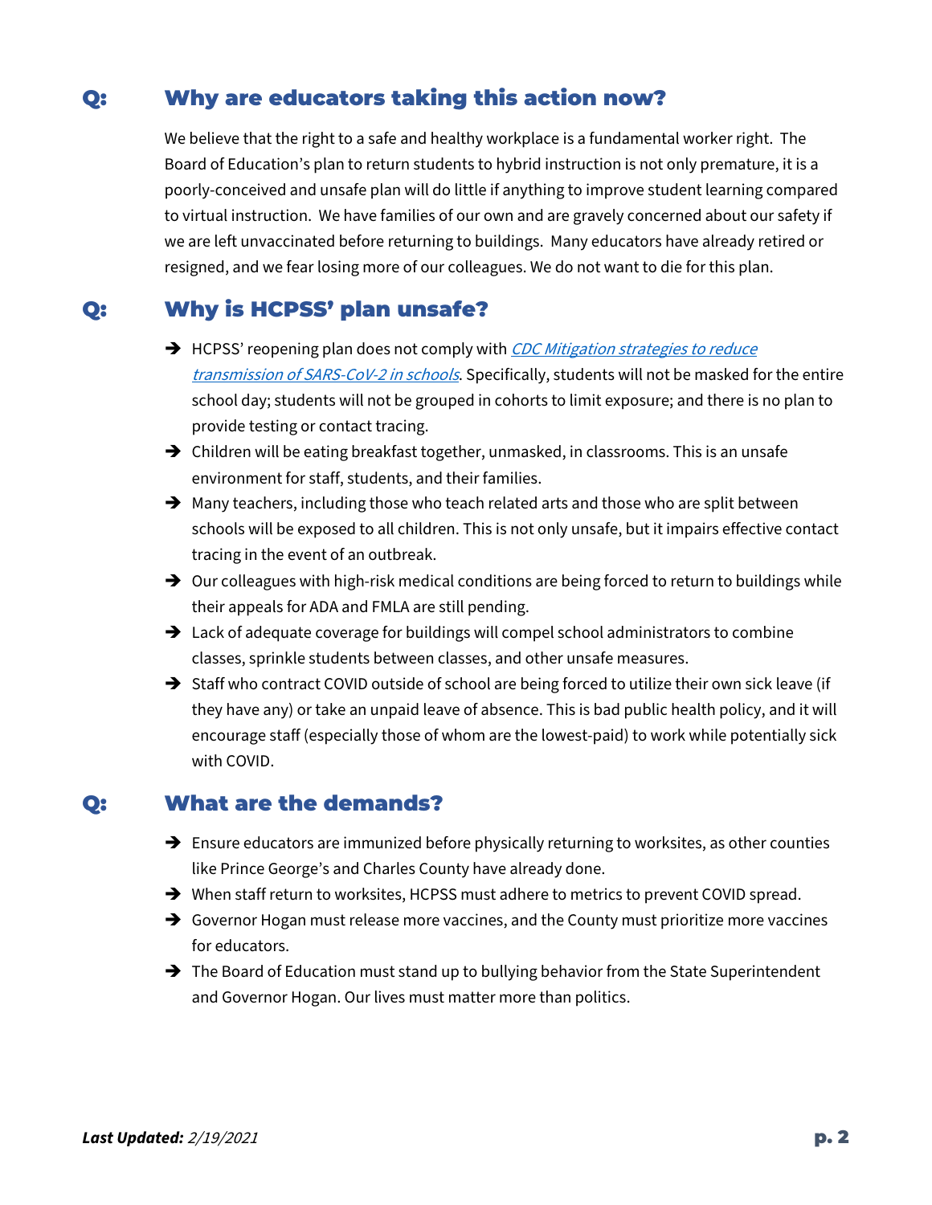## Q: Why are educators taking this action now?

We believe that the right to a safe and healthy workplace is a fundamental worker right. The Board of Education's plan to return students to hybrid instruction is not only premature, it is a poorly-conceived and unsafe plan will do little if anything to improve student learning compared to virtual instruction. We have families of our own and are gravely concerned about our safety if we are left unvaccinated before returning to buildings. Many educators have already retired or resigned, and we fear losing more of our colleagues. We do not want to die for this plan.

## Q: Why is HCPSS' plan unsafe?

- HCPSS' reopening plan does not comply with *CDC Mitigation strategies to reduce transmission of SARS-CoV-2 in schools*. Specifically, students will not be masked for the entire school day; students will not be grouped in cohorts to limit exposure; and there is no plan to provide testing or contact tracing.
- Children will be eating breakfast together, unmasked, in classrooms. This is an unsafe environment for staff, students, and their families.
- Many teachers, including those who teach related arts and those who are split between schools will be exposed to all children. This is not only unsafe, but it impairs effective contact tracing in the event of an outbreak.
- Our colleagues with high-risk medical conditions are being forced to return to buildings while their appeals for ADA and FMLA are still pending.
- Lack of adequate coverage for buildings will compel school administrators to combine classes, sprinkle students between classes, and other unsafe measures.
- Staff who contract COVID outside of school are being forced to utilize their own sick leave (if they have any) or take an unpaid leave of absence. This is bad public health policy, and it will encourage staff (especially those of whom are the lowest-paid) to work while potentially sick with COVID.

## Q: What are the demands?

- Ensure educators are immunized before physically returning to worksites, as other counties like Prince George's and Charles County have already done.
- When staff return to worksites, HCPSS must adhere to metrics to prevent COVID spread.
- Governor Hogan must release more vaccines, and the County must prioritize more vaccines for educators.
- The Board of Education must stand up to bullying behavior from the State Superintendent and Governor Hogan. Our lives must matter more than politics.

***Last Updated:*** *2/19/2021*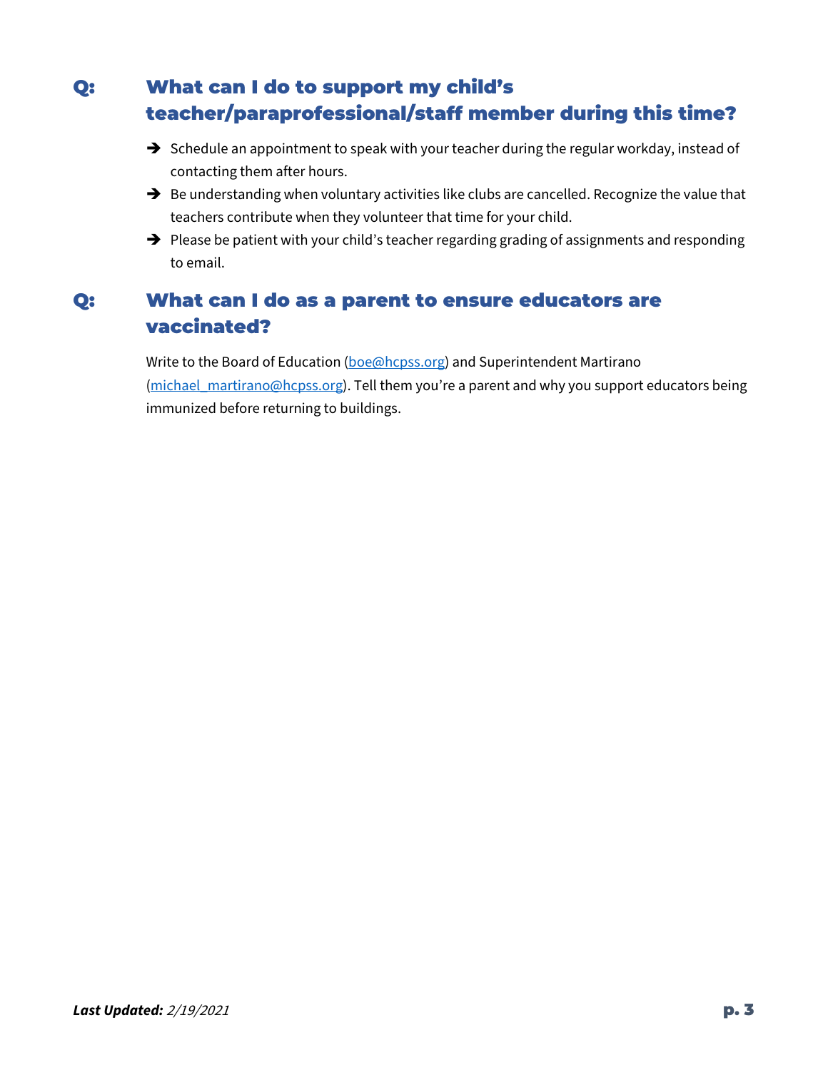## Q: What can I do to support my child's teacher/paraprofessional/staff member during this time?

- Schedule an appointment to speak with your teacher during the regular workday, instead of contacting them after hours.
- Be understanding when voluntary activities like clubs are cancelled. Recognize the value that teachers contribute when they volunteer that time for your child.
- Please be patient with your child's teacher regarding grading of assignments and responding to email.

## Q: What can I do as a parent to ensure educators are vaccinated?

Write to the Board of Education (boe@hcpss.org) and Superintendent Martirano (michael_martirano@hcpss.org). Tell them you're a parent and why you support educators being immunized before returning to buildings.

***Last Updated:*** *2/19/2021*